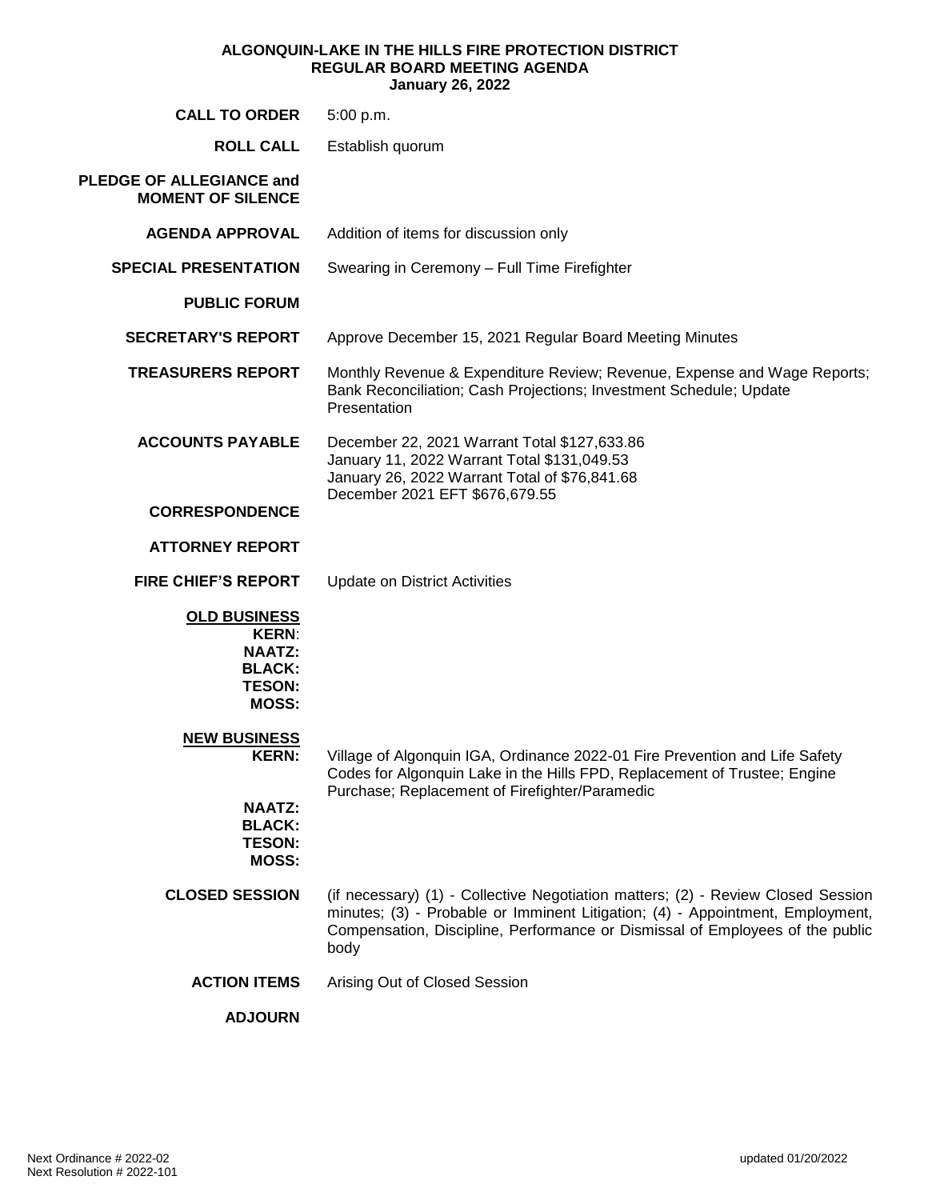**ALGONQUIN-LAKE IN THE HILLS FIRE PROTECTION DISTRICT**
**REGULAR BOARD MEETING AGENDA**
**January 26, 2022**

| | |
|---|---|
| **CALL TO ORDER** | 5:00 p.m. |
| **ROLL CALL** | Establish quorum |
| **PLEDGE OF ALLEGIANCE and MOMENT OF SILENCE** | |
| **AGENDA APPROVAL** | Addition of items for discussion only |
| **SPECIAL PRESENTATION** | Swearing in Ceremony – Full Time Firefighter |
| **PUBLIC FORUM** | |
| **SECRETARY'S REPORT** | Approve December 15, 2021 Regular Board Meeting Minutes |
| **TREASURERS REPORT** | Monthly Revenue & Expenditure Review; Revenue, Expense and Wage Reports; Bank Reconciliation; Cash Projections; Investment Schedule; Update Presentation |
| **ACCOUNTS PAYABLE** | December 22, 2021 Warrant Total $127,633.86<br>January 11, 2022 Warrant Total $131,049.53<br>January 26, 2022 Warrant Total of $76,841.68<br>December 2021 EFT $676,679.55 |
| **CORRESPONDENCE** | |
| **ATTORNEY REPORT** | |
| **FIRE CHIEF'S REPORT** | Update on District Activities |
| **OLD BUSINESS** | |
| **KERN**: | |
| **NAATZ:** | |
| **BLACK:** | |
| **TESON:** | |
| **MOSS:** | |
| **NEW BUSINESS** | |
| **KERN:** | Village of Algonquin IGA, Ordinance 2022-01 Fire Prevention and Life Safety Codes for Algonquin Lake in the Hills FPD, Replacement of Trustee; Engine Purchase; Replacement of Firefighter/Paramedic |
| **NAATZ:** | |
| **BLACK:** | |
| **TESON:** | |
| **MOSS:** | |
| **CLOSED SESSION** | (if necessary) (1) - Collective Negotiation matters; (2) - Review Closed Session minutes; (3) - Probable or Imminent Litigation; (4) - Appointment, Employment, Compensation, Discipline, Performance or Dismissal of Employees of the public body |
| **ACTION ITEMS** | Arising Out of Closed Session |
| **ADJOURN** | |

Next Ordinance # 2022-02
Next Resolution # 2022-101

updated 01/20/2022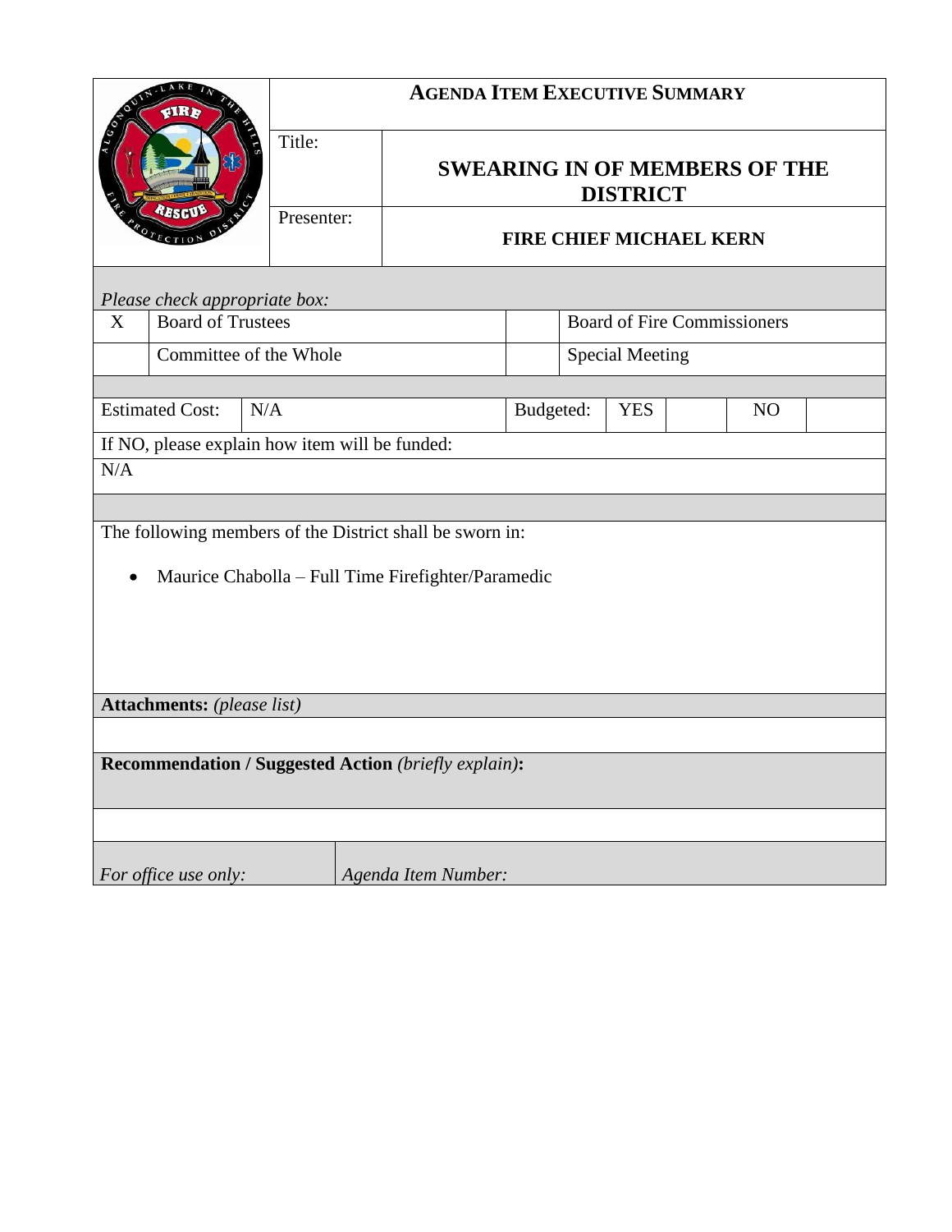# AGENDA ITEM EXECUTIVE SUMMARY

| | |
|---|---|
| Title: | **SWEARING IN OF MEMBERS OF THE DISTRICT** |
| Presenter: | **FIRE CHIEF MICHAEL KERN** |

*Please check appropriate box:*

| | | | |
|---|---|---|---|
| X | Board of Trustees | | Board of Fire Commissioners |
| | Committee of the Whole | | Special Meeting |

| | | | | | | |
|---|---|---|---|---|---|---|
| Estimated Cost: | N/A | Budgeted: | YES | | NO | |

If NO, please explain how item will be funded:

N/A

The following members of the District shall be sworn in:

- Maurice Chabolla – Full Time Firefighter/Paramedic

**Attachments:** *(please list)*

**Recommendation / Suggested Action** *(briefly explain)***:**

| | |
|---|---|
| *For office use only:* | *Agenda Item Number:* |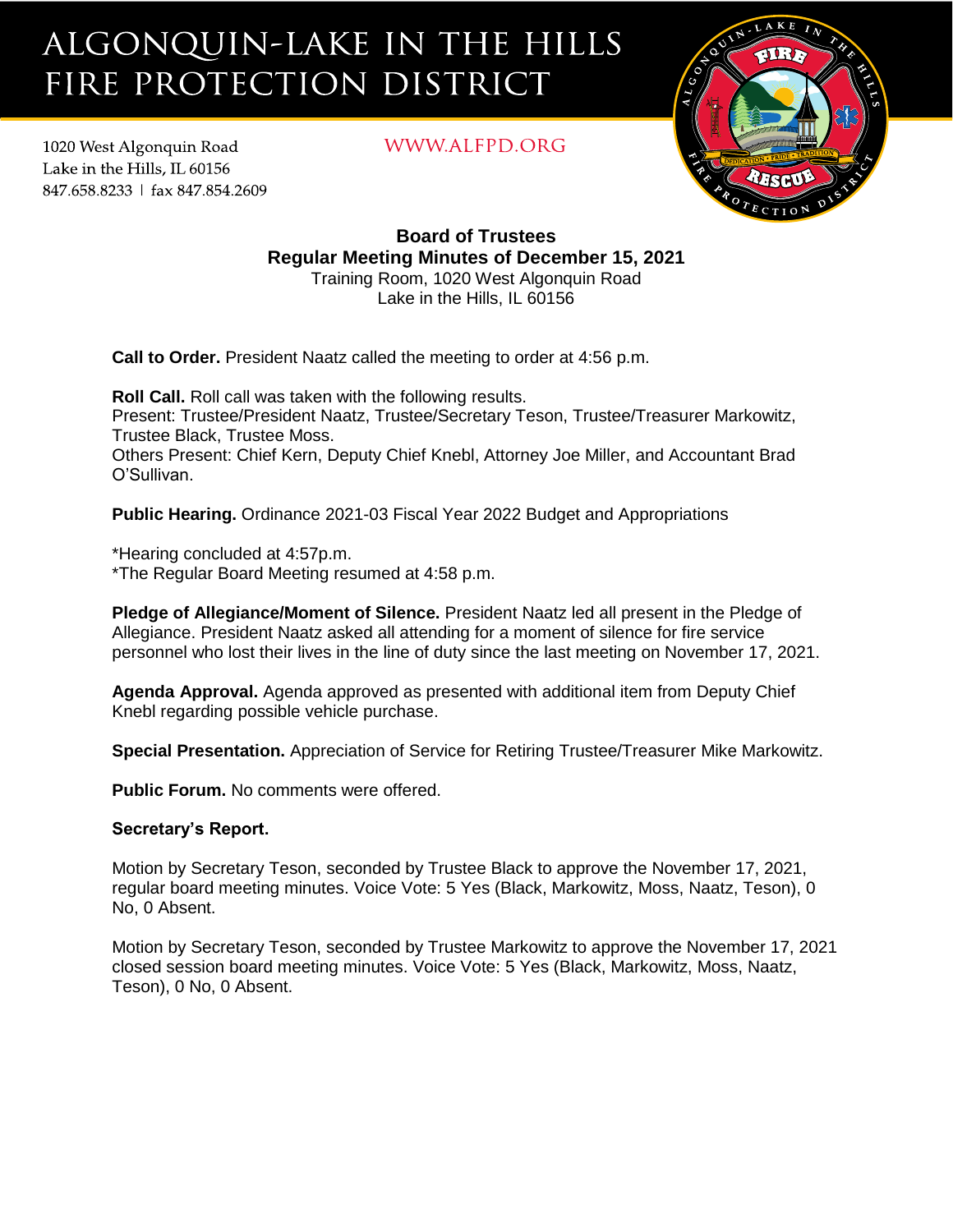# ALGONQUIN-LAKE IN THE HILLS FIRE PROTECTION DISTRICT

1020 West Algonquin Road
Lake in the Hills, IL 60156
847.658.8233 | fax 847.854.2609

WWW.ALFPD.ORG

**Board of Trustees**
**Regular Meeting Minutes of December 15, 2021**
Training Room, 1020 West Algonquin Road
Lake in the Hills, IL 60156

**Call to Order.** President Naatz called the meeting to order at 4:56 p.m.

**Roll Call.** Roll call was taken with the following results.
Present: Trustee/President Naatz, Trustee/Secretary Teson, Trustee/Treasurer Markowitz, Trustee Black, Trustee Moss.
Others Present: Chief Kern, Deputy Chief Knebl, Attorney Joe Miller, and Accountant Brad O'Sullivan.

**Public Hearing.** Ordinance 2021-03 Fiscal Year 2022 Budget and Appropriations

*Hearing concluded at 4:57p.m.
*The Regular Board Meeting resumed at 4:58 p.m.

**Pledge of Allegiance/Moment of Silence.** President Naatz led all present in the Pledge of Allegiance. President Naatz asked all attending for a moment of silence for fire service personnel who lost their lives in the line of duty since the last meeting on November 17, 2021.

**Agenda Approval.** Agenda approved as presented with additional item from Deputy Chief Knebl regarding possible vehicle purchase.

**Special Presentation.** Appreciation of Service for Retiring Trustee/Treasurer Mike Markowitz.

**Public Forum.** No comments were offered.

**Secretary's Report.**

Motion by Secretary Teson, seconded by Trustee Black to approve the November 17, 2021, regular board meeting minutes. Voice Vote: 5 Yes (Black, Markowitz, Moss, Naatz, Teson), 0 No, 0 Absent.

Motion by Secretary Teson, seconded by Trustee Markowitz to approve the November 17, 2021 closed session board meeting minutes. Voice Vote: 5 Yes (Black, Markowitz, Moss, Naatz, Teson), 0 No, 0 Absent.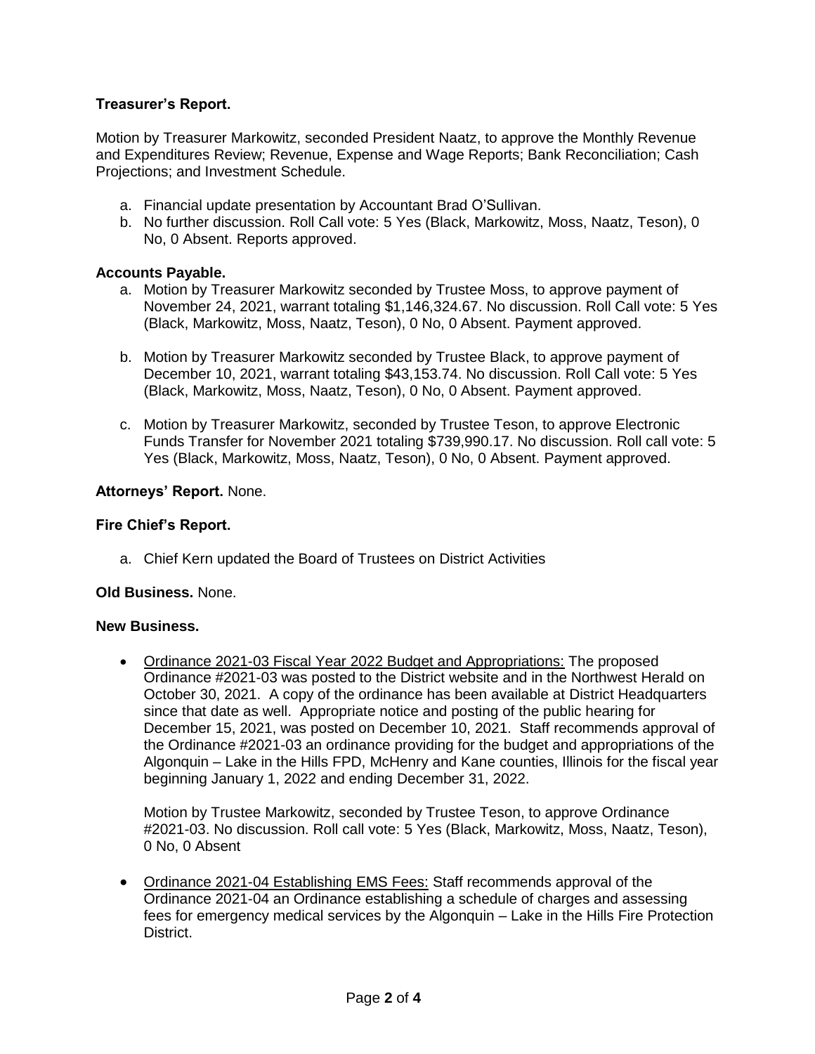**Treasurer's Report.**

Motion by Treasurer Markowitz, seconded President Naatz, to approve the Monthly Revenue and Expenditures Review; Revenue, Expense and Wage Reports; Bank Reconciliation; Cash Projections; and Investment Schedule.

a. Financial update presentation by Accountant Brad O'Sullivan.
b. No further discussion. Roll Call vote: 5 Yes (Black, Markowitz, Moss, Naatz, Teson), 0 No, 0 Absent. Reports approved.

**Accounts Payable.**

a. Motion by Treasurer Markowitz seconded by Trustee Moss, to approve payment of November 24, 2021, warrant totaling $1,146,324.67. No discussion. Roll Call vote: 5 Yes (Black, Markowitz, Moss, Naatz, Teson), 0 No, 0 Absent. Payment approved.

b. Motion by Treasurer Markowitz seconded by Trustee Black, to approve payment of December 10, 2021, warrant totaling $43,153.74. No discussion. Roll Call vote: 5 Yes (Black, Markowitz, Moss, Naatz, Teson), 0 No, 0 Absent. Payment approved.

c. Motion by Treasurer Markowitz, seconded by Trustee Teson, to approve Electronic Funds Transfer for November 2021 totaling $739,990.17. No discussion. Roll call vote: 5 Yes (Black, Markowitz, Moss, Naatz, Teson), 0 No, 0 Absent. Payment approved.

**Attorneys' Report.** None.

**Fire Chief's Report.**

a. Chief Kern updated the Board of Trustees on District Activities

**Old Business.** None.

**New Business.**

- Ordinance 2021-03 Fiscal Year 2022 Budget and Appropriations: The proposed Ordinance #2021-03 was posted to the District website and in the Northwest Herald on October 30, 2021. A copy of the ordinance has been available at District Headquarters since that date as well. Appropriate notice and posting of the public hearing for December 15, 2021, was posted on December 10, 2021. Staff recommends approval of the Ordinance #2021-03 an ordinance providing for the budget and appropriations of the Algonquin – Lake in the Hills FPD, McHenry and Kane counties, Illinois for the fiscal year beginning January 1, 2022 and ending December 31, 2022.

  Motion by Trustee Markowitz, seconded by Trustee Teson, to approve Ordinance #2021-03. No discussion. Roll call vote: 5 Yes (Black, Markowitz, Moss, Naatz, Teson), 0 No, 0 Absent

- Ordinance 2021-04 Establishing EMS Fees: Staff recommends approval of the Ordinance 2021-04 an Ordinance establishing a schedule of charges and assessing fees for emergency medical services by the Algonquin – Lake in the Hills Fire Protection District.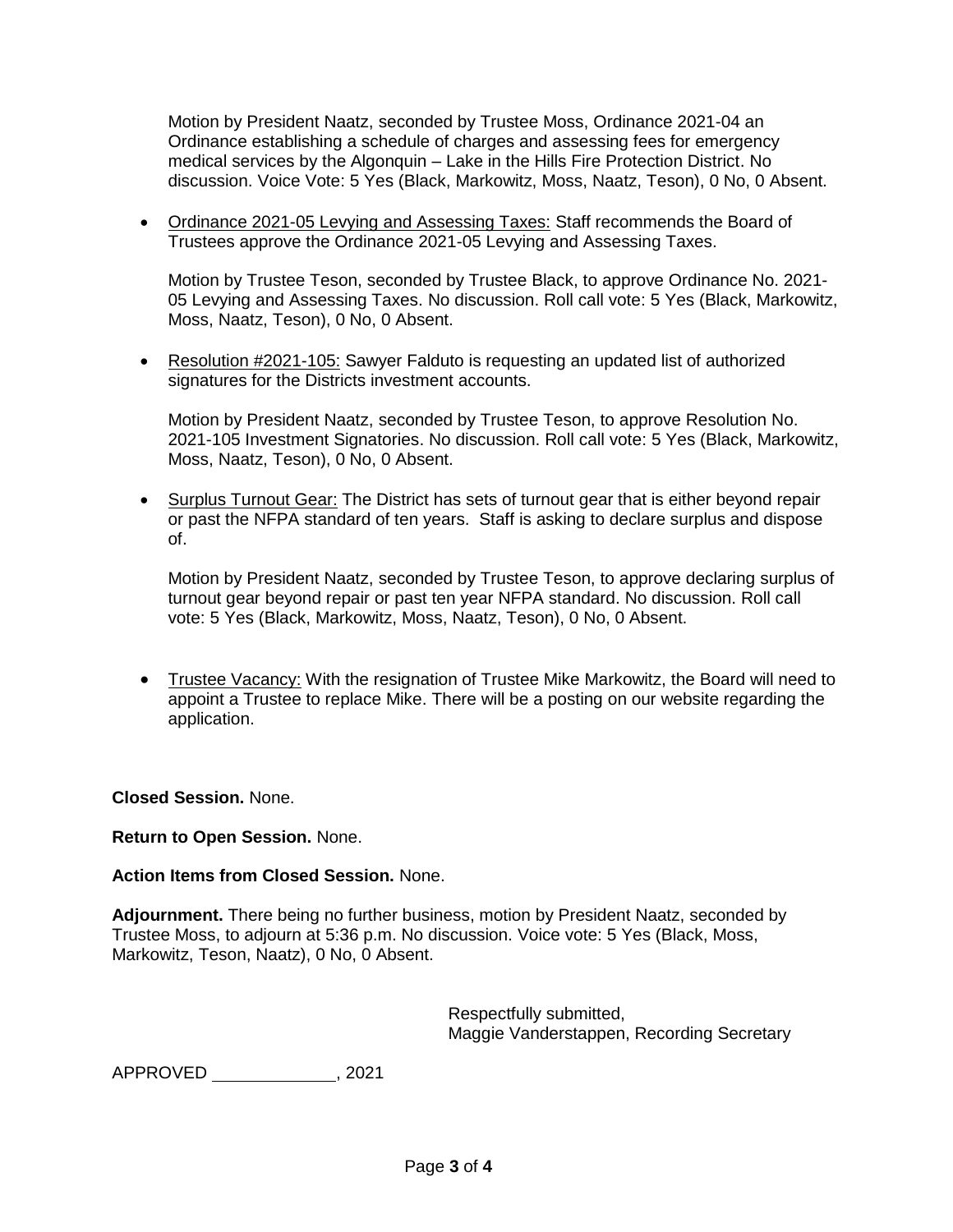Motion by President Naatz, seconded by Trustee Moss, Ordinance 2021-04 an Ordinance establishing a schedule of charges and assessing fees for emergency medical services by the Algonquin – Lake in the Hills Fire Protection District. No discussion. Voice Vote: 5 Yes (Black, Markowitz, Moss, Naatz, Teson), 0 No, 0 Absent.

- Ordinance 2021-05 Levying and Assessing Taxes: Staff recommends the Board of Trustees approve the Ordinance 2021-05 Levying and Assessing Taxes.

  Motion by Trustee Teson, seconded by Trustee Black, to approve Ordinance No. 2021-05 Levying and Assessing Taxes. No discussion. Roll call vote: 5 Yes (Black, Markowitz, Moss, Naatz, Teson), 0 No, 0 Absent.

- Resolution #2021-105: Sawyer Falduto is requesting an updated list of authorized signatures for the Districts investment accounts.

  Motion by President Naatz, seconded by Trustee Teson, to approve Resolution No. 2021-105 Investment Signatories. No discussion. Roll call vote: 5 Yes (Black, Markowitz, Moss, Naatz, Teson), 0 No, 0 Absent.

- Surplus Turnout Gear: The District has sets of turnout gear that is either beyond repair or past the NFPA standard of ten years. Staff is asking to declare surplus and dispose of.

  Motion by President Naatz, seconded by Trustee Teson, to approve declaring surplus of turnout gear beyond repair or past ten year NFPA standard. No discussion. Roll call vote: 5 Yes (Black, Markowitz, Moss, Naatz, Teson), 0 No, 0 Absent.

- Trustee Vacancy: With the resignation of Trustee Mike Markowitz, the Board will need to appoint a Trustee to replace Mike. There will be a posting on our website regarding the application.

**Closed Session.** None.

**Return to Open Session.** None.

**Action Items from Closed Session.** None.

**Adjournment.** There being no further business, motion by President Naatz, seconded by Trustee Moss, to adjourn at 5:36 p.m. No discussion. Voice vote: 5 Yes (Black, Moss, Markowitz, Teson, Naatz), 0 No, 0 Absent.

Respectfully submitted,
Maggie Vanderstappen, Recording Secretary

APPROVED ____________, 2021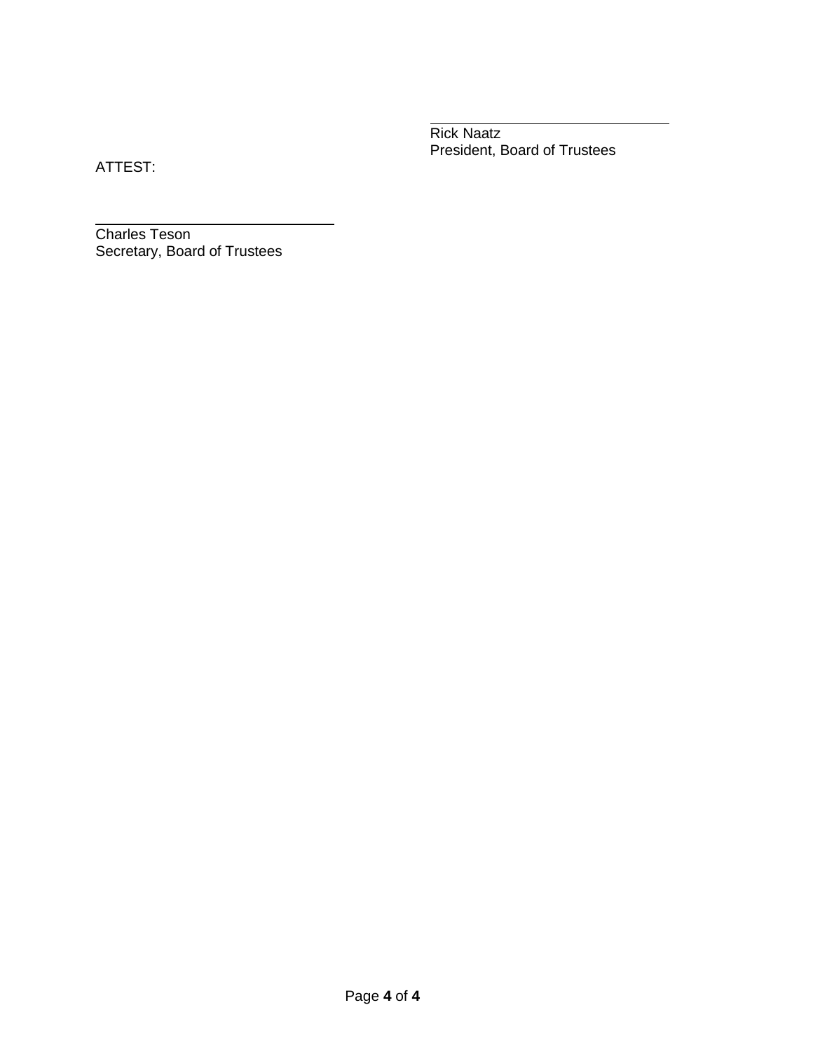\_\_\_\_\_\_\_\_\_\_\_\_\_\_\_\_\_\_\_\_\_\_\_\_\_\_\_\_\_\_

Rick Naatz
President, Board of Trustees

ATTEST:

\_\_\_\_\_\_\_\_\_\_\_\_\_\_\_\_\_\_\_\_\_\_\_\_\_\_\_\_\_\_

Charles Teson
Secretary, Board of Trustees